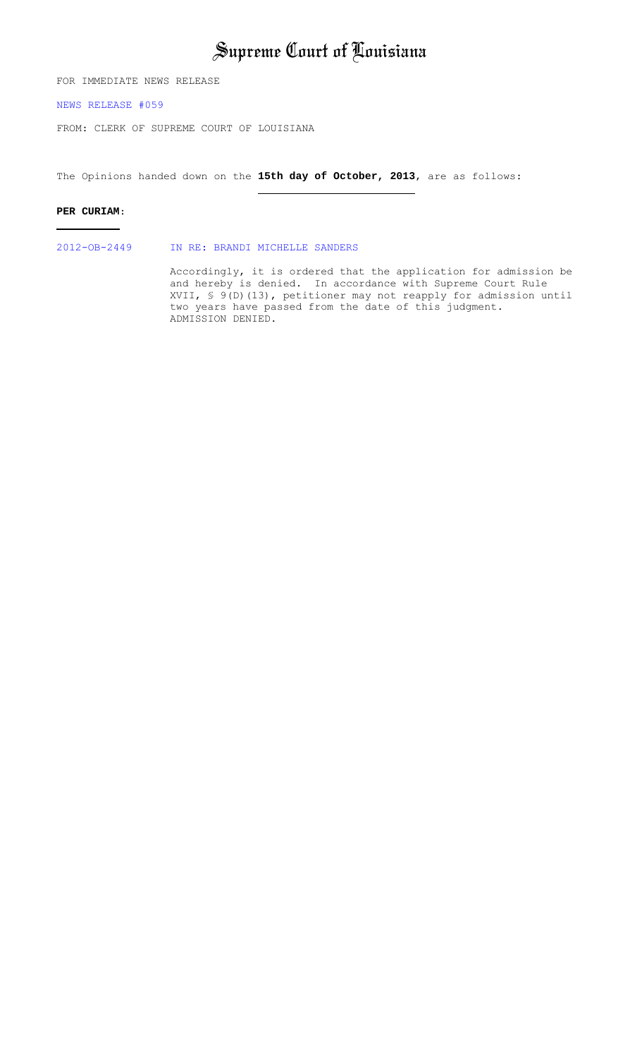# Supreme Court of Louisiana

FOR IMMEDIATE NEWS RELEASE

NEWS RELEASE #059

FROM: CLERK OF SUPREME COURT OF LOUISIANA

The Opinions handed down on the **15th day of October, 2013**, are as follows:

**PER CURIAM**:

2012-OB-2449 IN RE: BRANDI MICHELLE SANDERS

Accordingly, it is ordered that the application for admission be and hereby is denied. In accordance with Supreme Court Rule XVII, § 9(D)(13), petitioner may not reapply for admission until two years have passed from the date of this judgment. ADMISSION DENIED.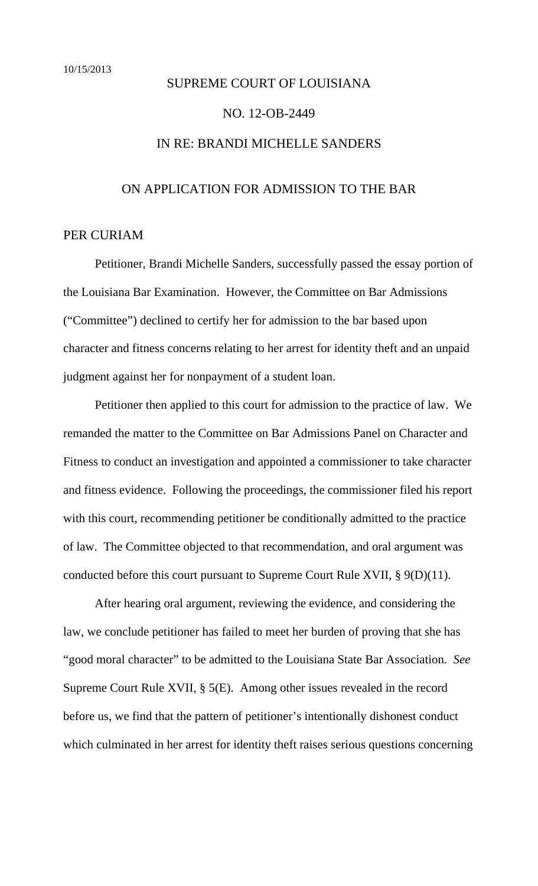10/15/2013

SUPREME COURT OF LOUISIANA

NO. 12-OB-2449

IN RE: BRANDI MICHELLE SANDERS

ON APPLICATION FOR ADMISSION TO THE BAR

PER CURIAM

Petitioner, Brandi Michelle Sanders, successfully passed the essay portion of the Louisiana Bar Examination. However, the Committee on Bar Admissions ("Committee") declined to certify her for admission to the bar based upon character and fitness concerns relating to her arrest for identity theft and an unpaid judgment against her for nonpayment of a student loan.

Petitioner then applied to this court for admission to the practice of law. We remanded the matter to the Committee on Bar Admissions Panel on Character and Fitness to conduct an investigation and appointed a commissioner to take character and fitness evidence. Following the proceedings, the commissioner filed his report with this court, recommending petitioner be conditionally admitted to the practice of law. The Committee objected to that recommendation, and oral argument was conducted before this court pursuant to Supreme Court Rule XVII, § 9(D)(11).

After hearing oral argument, reviewing the evidence, and considering the law, we conclude petitioner has failed to meet her burden of proving that she has "good moral character" to be admitted to the Louisiana State Bar Association. *See* Supreme Court Rule XVII, § 5(E). Among other issues revealed in the record before us, we find that the pattern of petitioner's intentionally dishonest conduct which culminated in her arrest for identity theft raises serious questions concerning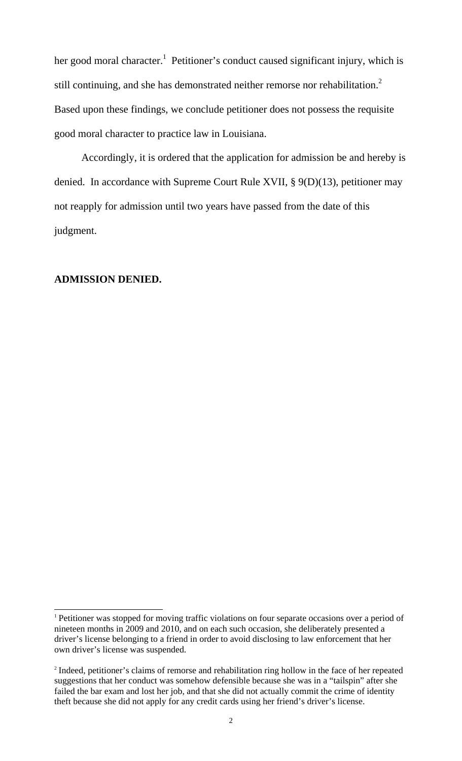her good moral character.[1] Petitioner's conduct caused significant injury, which is still continuing, and she has demonstrated neither remorse nor rehabilitation.[2] Based upon these findings, we conclude petitioner does not possess the requisite good moral character to practice law in Louisiana.

Accordingly, it is ordered that the application for admission be and hereby is denied. In accordance with Supreme Court Rule XVII, § 9(D)(13), petitioner may not reapply for admission until two years have passed from the date of this judgment.

**ADMISSION DENIED.**

---

[1] Petitioner was stopped for moving traffic violations on four separate occasions over a period of nineteen months in 2009 and 2010, and on each such occasion, she deliberately presented a driver's license belonging to a friend in order to avoid disclosing to law enforcement that her own driver's license was suspended.

[2] Indeed, petitioner's claims of remorse and rehabilitation ring hollow in the face of her repeated suggestions that her conduct was somehow defensible because she was in a "tailspin" after she failed the bar exam and lost her job, and that she did not actually commit the crime of identity theft because she did not apply for any credit cards using her friend's driver's license.